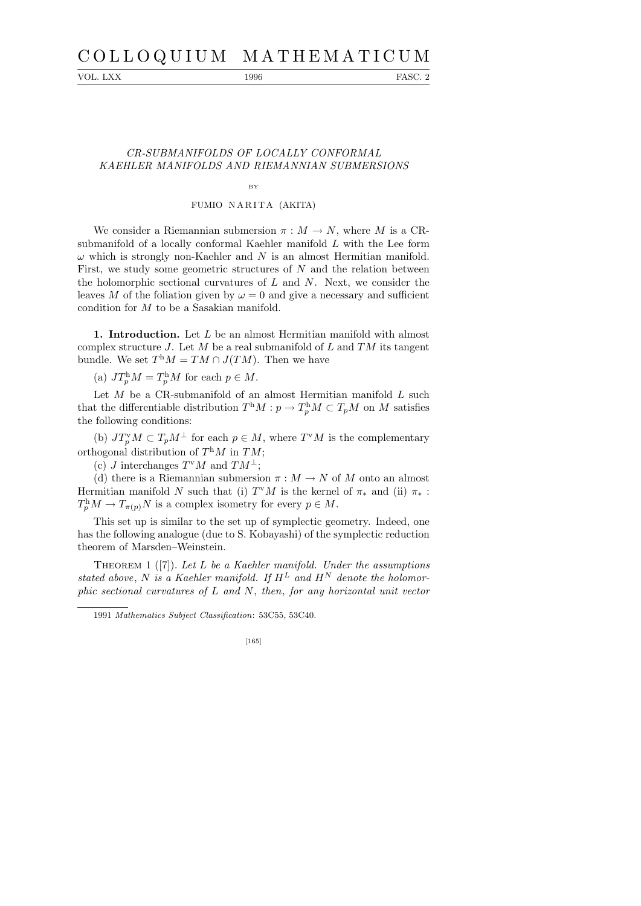# COLLOQUIUM MATHEMATICUM

VOL. LXX 1996 FASC. 2

## CR-SUBMANIFOLDS OF LOCALLY CONFORMAL KAEHLER MANIFOLDS AND RIEMANNIAN SUBMERSIONS

BY

FUMIO NARITA (AKITA)

We consider a Riemannian submersion $\pi : M \to N$, where $M$ is a CR-submanifold of a locally conformal Kaehler manifold $L$ with the Lee form $\omega$ which is strongly non-Kaehler and $N$ is an almost Hermitian manifold. First, we study some geometric structures of $N$ and the relation between the holomorphic sectional curvatures of $L$ and $N$. Next, we consider the leaves $M$ of the foliation given by $\omega = 0$ and give a necessary and sufficient condition for $M$ to be a Sasakian manifold.

**1. Introduction.** Let $L$ be an almost Hermitian manifold with almost complex structure $J$. Let $M$ be a real submanifold of $L$ and $TM$ its tangent bundle. We set $T^{\mathrm{h}}M = TM \cap J(TM)$. Then we have

(a) $JT^{\mathrm{h}}_p M = T^{\mathrm{h}}_p M$ for each $p \in M$.

Let $M$ be a CR-submanifold of an almost Hermitian manifold $L$ such that the differentiable distribution $T^{\mathrm{h}}M : p \to T^{\mathrm{h}}_p M \subset T_p M$ on $M$ satisfies the following conditions:

(b) $JT^{\mathrm{v}}_p M \subset T_p M^{\perp}$ for each $p \in M$, where $T^{\mathrm{v}}M$ is the complementary orthogonal distribution of $T^{\mathrm{h}}M$ in $TM$;

(c) $J$ interchanges $T^{\mathrm{v}}M$ and $TM^{\perp}$;

(d) there is a Riemannian submersion $\pi : M \to N$ of $M$ onto an almost Hermitian manifold $N$ such that (i) $T^{\mathrm{v}}M$ is the kernel of $\pi_*$ and (ii) $\pi_* : T^{\mathrm{h}}_p M \to T_{\pi(p)}N$ is a complex isometry for every $p \in M$.

This set up is similar to the set up of symplectic geometry. Indeed, one has the following analogue (due to S. Kobayashi) of the symplectic reduction theorem of Marsden–Weinstein.

THEOREM 1 ([7]). *Let $L$ be a Kaehler manifold. Under the assumptions stated above, $N$ is a Kaehler manifold. If $H^L$ and $H^N$ denote the holomorphic sectional curvatures of $L$ and $N$, then, for any horizontal unit vector*

1991 *Mathematics Subject Classification*: 53C55, 53C40.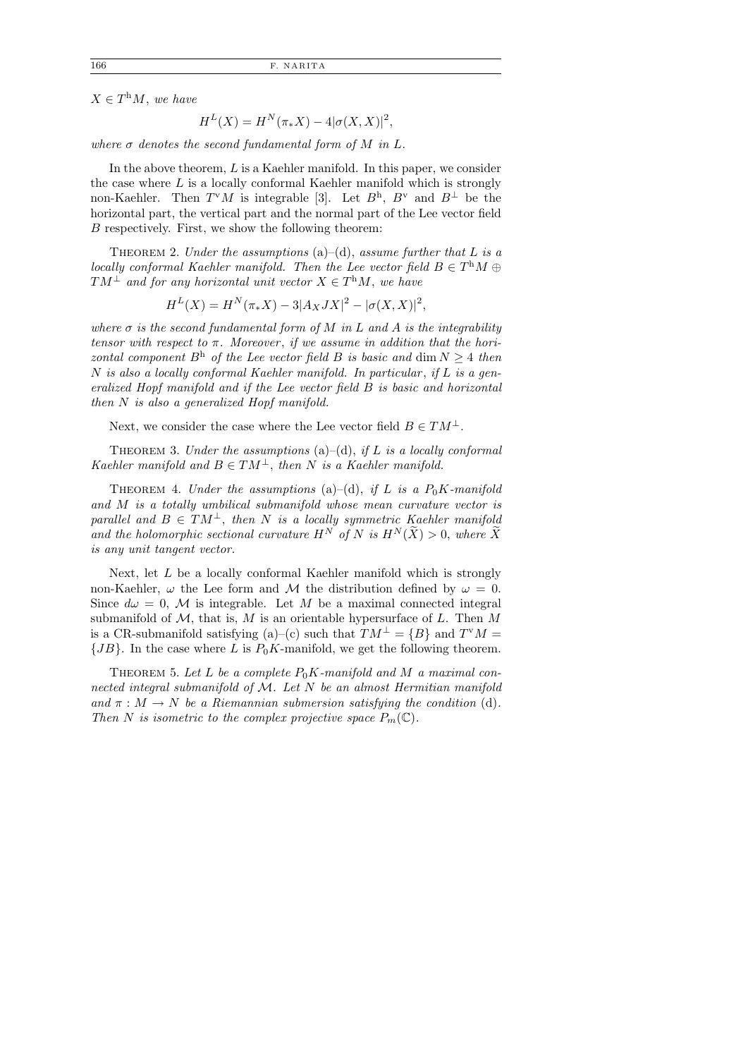$X \in T^{\mathrm{h}}M$, *we have*

$$H^L(X) = H^N(\pi_* X) - 4|\sigma(X, X)|^2,$$

*where* $\sigma$ *denotes the second fundamental form of* $M$ *in* $L$.

In the above theorem, $L$ is a Kaehler manifold. In this paper, we consider the case where $L$ is a locally conformal Kaehler manifold which is strongly non-Kaehler. Then $T^{\mathrm{v}}M$ is integrable [3]. Let $B^{\mathrm{h}}$, $B^{\mathrm{v}}$ and $B^{\perp}$ be the horizontal part, the vertical part and the normal part of the Lee vector field $B$ respectively. First, we show the following theorem:

THEOREM 2. *Under the assumptions* (a)–(d), *assume further that* $L$ *is a locally conformal Kaehler manifold. Then the Lee vector field* $B \in T^{\mathrm{h}}M \oplus TM^{\perp}$ *and for any horizontal unit vector* $X \in T^{\mathrm{h}}M$, *we have*

$$H^L(X) = H^N(\pi_* X) - 3|A_X JX|^2 - |\sigma(X, X)|^2,$$

*where* $\sigma$ *is the second fundamental form of* $M$ *in* $L$ *and* $A$ *is the integrability tensor with respect to* $\pi$. *Moreover, if we assume in addition that the horizontal component* $B^{\mathrm{h}}$ *of the Lee vector field* $B$ *is basic and* $\dim N \geq 4$ *then* $N$ *is also a locally conformal Kaehler manifold. In particular, if* $L$ *is a generalized Hopf manifold and if the Lee vector field* $B$ *is basic and horizontal then* $N$ *is also a generalized Hopf manifold.*

Next, we consider the case where the Lee vector field $B \in TM^{\perp}$.

THEOREM 3. *Under the assumptions* (a)–(d), *if* $L$ *is a locally conformal Kaehler manifold and* $B \in TM^{\perp}$, *then* $N$ *is a Kaehler manifold.*

THEOREM 4. *Under the assumptions* (a)–(d), *if* $L$ *is a* $P_0K$*-manifold and* $M$ *is a totally umbilical submanifold whose mean curvature vector is parallel and* $B \in TM^{\perp}$, *then* $N$ *is a locally symmetric Kaehler manifold and the holomorphic sectional curvature* $H^N$ *of* $N$ *is* $H^N(\widetilde{X}) > 0$, *where* $\widetilde{X}$ *is any unit tangent vector.*

Next, let $L$ be a locally conformal Kaehler manifold which is strongly non-Kaehler, $\omega$ the Lee form and $\mathcal{M}$ the distribution defined by $\omega = 0$. Since $d\omega = 0$, $\mathcal{M}$ is integrable. Let $M$ be a maximal connected integral submanifold of $\mathcal{M}$, that is, $M$ is an orientable hypersurface of $L$. Then $M$ is a CR-submanifold satisfying (a)–(c) such that $TM^{\perp} = \{B\}$ and $T^{\mathrm{v}}M = \{JB\}$. In the case where $L$ is $P_0K$-manifold, we get the following theorem.

THEOREM 5. *Let* $L$ *be a complete* $P_0K$*-manifold and* $M$ *a maximal connected integral submanifold of* $\mathcal{M}$. *Let* $N$ *be an almost Hermitian manifold and* $\pi : M \to N$ *be a Riemannian submersion satisfying the condition* (d). *Then* $N$ *is isometric to the complex projective space* $P_m(\mathbb{C})$.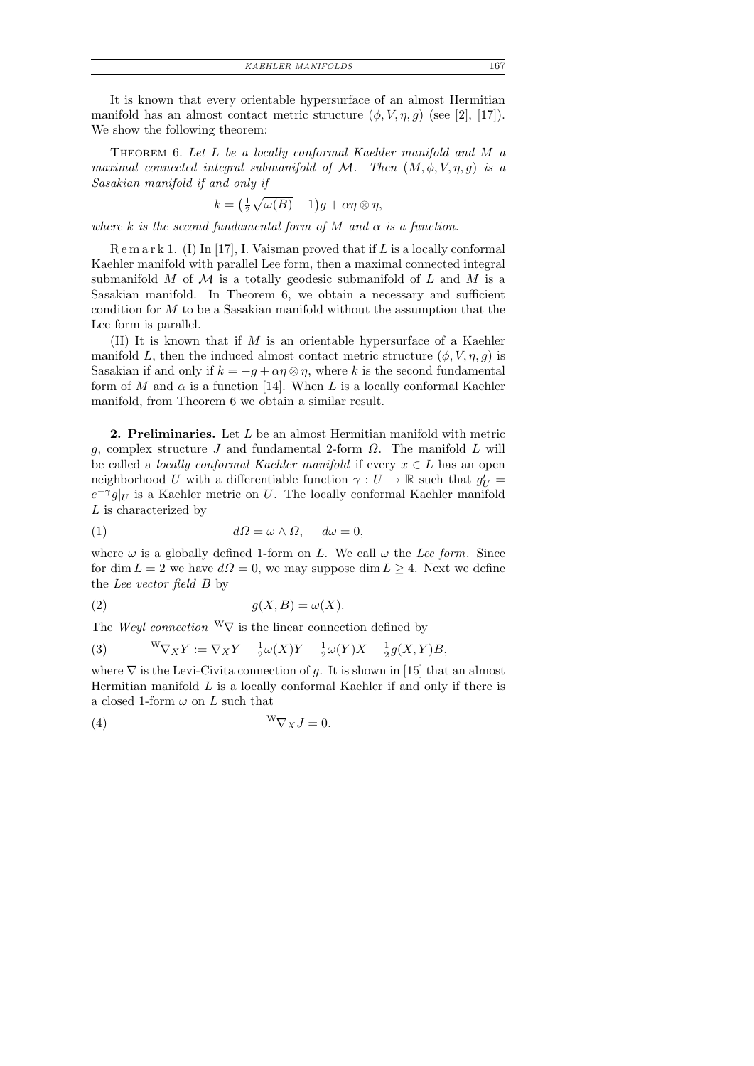It is known that every orientable hypersurface of an almost Hermitian manifold has an almost contact metric structure $(\phi, V, \eta, g)$ (see [2], [17]). We show the following theorem:

Theorem 6. *Let $L$ be a locally conformal Kaehler manifold and $M$ a maximal connected integral submanifold of $\mathcal{M}$. Then $(M, \phi, V, \eta, g)$ is a Sasakian manifold if and only if*

$$k = \big(\tfrac{1}{2}\sqrt{\omega(B)} - 1\big)g + \alpha\eta \otimes \eta,$$

*where $k$ is the second fundamental form of $M$ and $\alpha$ is a function.*

Remark 1. (I) In [17], I. Vaisman proved that if $L$ is a locally conformal Kaehler manifold with parallel Lee form, then a maximal connected integral submanifold $M$ of $\mathcal{M}$ is a totally geodesic submanifold of $L$ and $M$ is a Sasakian manifold. In Theorem 6, we obtain a necessary and sufficient condition for $M$ to be a Sasakian manifold without the assumption that the Lee form is parallel.

(II) It is known that if $M$ is an orientable hypersurface of a Kaehler manifold $L$, then the induced almost contact metric structure $(\phi, V, \eta, g)$ is Sasakian if and only if $k = -g + \alpha\eta \otimes \eta$, where $k$ is the second fundamental form of $M$ and $\alpha$ is a function [14]. When $L$ is a locally conformal Kaehler manifold, from Theorem 6 we obtain a similar result.

**2. Preliminaries.** Let $L$ be an almost Hermitian manifold with metric $g$, complex structure $J$ and fundamental 2-form $\Omega$. The manifold $L$ will be called a *locally conformal Kaehler manifold* if every $x \in L$ has an open neighborhood $U$ with a differentiable function $\gamma : U \to \mathbb{R}$ such that $g'_U = e^{-\gamma}g|_U$ is a Kaehler metric on $U$. The locally conformal Kaehler manifold $L$ is characterized by

$$d\Omega = \omega \wedge \Omega, \quad d\omega = 0, \tag{1}$$

where $\omega$ is a globally defined 1-form on $L$. We call $\omega$ the *Lee form*. Since for $\dim L = 2$ we have $d\Omega = 0$, we may suppose $\dim L \geq 4$. Next we define the *Lee vector field* $B$ by

$$g(X, B) = \omega(X). \tag{2}$$

The *Weyl connection* ${}^{\mathrm{W}}\nabla$ is the linear connection defined by

$${}^{\mathrm{W}}\nabla_X Y := \nabla_X Y - \tfrac{1}{2}\omega(X)Y - \tfrac{1}{2}\omega(Y)X + \tfrac{1}{2}g(X, Y)B, \tag{3}$$

where $\nabla$ is the Levi-Civita connection of $g$. It is shown in [15] that an almost Hermitian manifold $L$ is a locally conformal Kaehler if and only if there is a closed 1-form $\omega$ on $L$ such that

$${}^{\mathrm{W}}\nabla_X J = 0. \tag{4}$$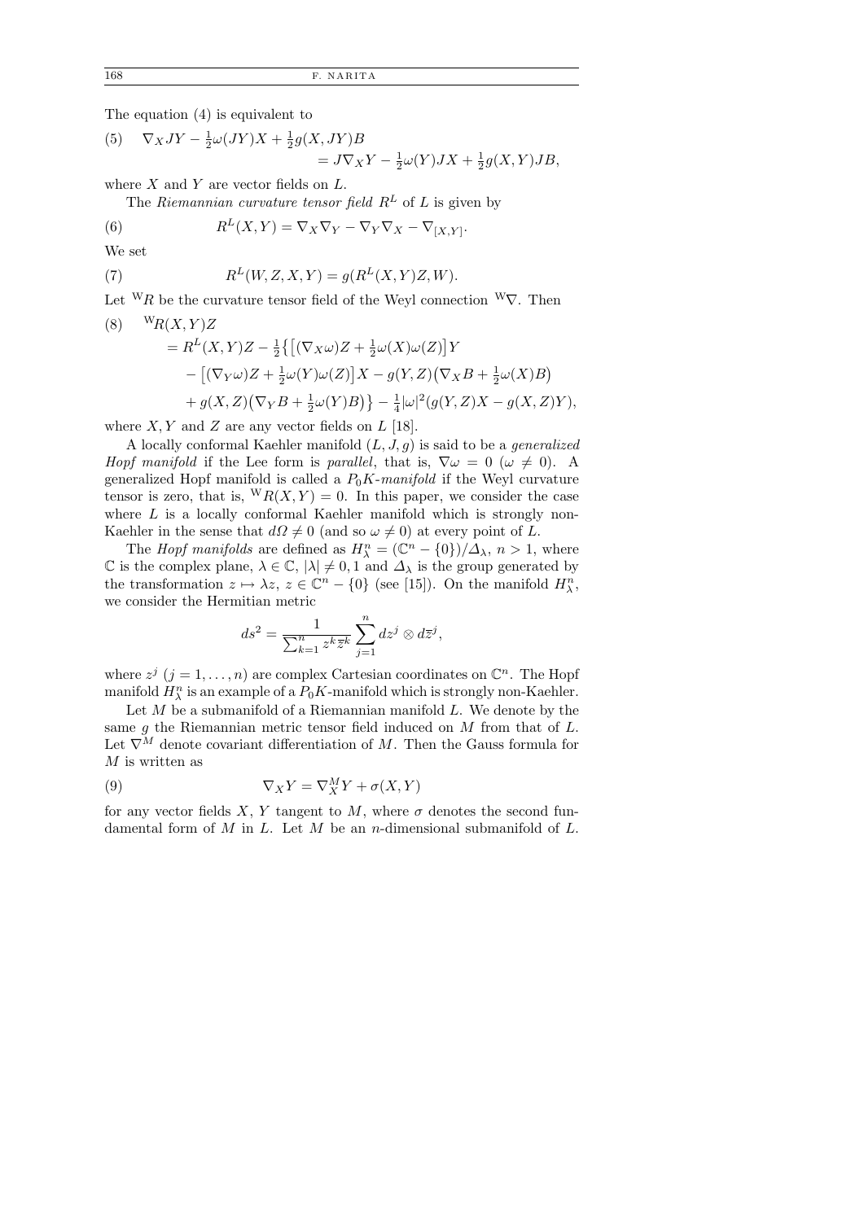The equation (4) is equivalent to

$$
(5)\quad \nabla_X JY - \tfrac{1}{2}\omega(JY)X + \tfrac{1}{2}g(X,JY)B = J\nabla_X Y - \tfrac{1}{2}\omega(Y)JX + \tfrac{1}{2}g(X,Y)JB,
$$

where $X$ and $Y$ are vector fields on $L$.

The *Riemannian curvature tensor field* $R^L$ of $L$ is given by

$$
(6)\qquad R^L(X,Y) = \nabla_X\nabla_Y - \nabla_Y\nabla_X - \nabla_{[X,Y]}.
$$

We set

$$
(7)\qquad R^L(W,Z,X,Y) = g(R^L(X,Y)Z,W).
$$

Let ${}^{\mathrm{W}}R$ be the curvature tensor field of the Weyl connection ${}^{\mathrm{W}}\nabla$. Then

$$
\begin{aligned}
(8)\quad {}^{\mathrm{W}}R(X,Y)Z
&= R^L(X,Y)Z - \tfrac{1}{2}\big\{\big[(\nabla_X\omega)Z + \tfrac{1}{2}\omega(X)\omega(Z)\big]Y \\
&\quad - \big[(\nabla_Y\omega)Z + \tfrac{1}{2}\omega(Y)\omega(Z)\big]X - g(Y,Z)\big(\nabla_X B + \tfrac{1}{2}\omega(X)B\big) \\
&\quad + g(X,Z)\big(\nabla_Y B + \tfrac{1}{2}\omega(Y)B\big)\big\} - \tfrac{1}{4}|\omega|^2(g(Y,Z)X - g(X,Z)Y),
\end{aligned}
$$

where $X, Y$ and $Z$ are any vector fields on $L$ [18].

A locally conformal Kaehler manifold $(L,J,g)$ is said to be a *generalized Hopf manifold* if the Lee form is *parallel*, that is, $\nabla\omega = 0$ ($\omega \neq 0$). A generalized Hopf manifold is called a *$P_0K$-manifold* if the Weyl curvature tensor is zero, that is, ${}^{\mathrm{W}}R(X,Y) = 0$. In this paper, we consider the case where $L$ is a locally conformal Kaehler manifold which is strongly non-Kaehler in the sense that $d\Omega \neq 0$ (and so $\omega \neq 0$) at every point of $L$.

The *Hopf manifolds* are defined as $H^n_\lambda = (\mathbb{C}^n - \{0\})/\Delta_\lambda$, $n > 1$, where $\mathbb{C}$ is the complex plane, $\lambda \in \mathbb{C}$, $|\lambda| \neq 0, 1$ and $\Delta_\lambda$ is the group generated by the transformation $z \mapsto \lambda z$, $z \in \mathbb{C}^n - \{0\}$ (see [15]). On the manifold $H^n_\lambda$, we consider the Hermitian metric

$$
ds^2 = \frac{1}{\sum_{k=1}^n z^k \bar{z}^k} \sum_{j=1}^n dz^j \otimes d\bar{z}^j,
$$

where $z^j$ ($j = 1,\dots,n$) are complex Cartesian coordinates on $\mathbb{C}^n$. The Hopf manifold $H^n_\lambda$ is an example of a $P_0K$-manifold which is strongly non-Kaehler.

Let $M$ be a submanifold of a Riemannian manifold $L$. We denote by the same $g$ the Riemannian metric tensor field induced on $M$ from that of $L$. Let $\nabla^M$ denote covariant differentiation of $M$. Then the Gauss formula for $M$ is written as

$$
(9)\qquad \nabla_X Y = \nabla^M_X Y + \sigma(X,Y)
$$

for any vector fields $X$, $Y$ tangent to $M$, where $\sigma$ denotes the second fundamental form of $M$ in $L$. Let $M$ be an $n$-dimensional submanifold of $L$.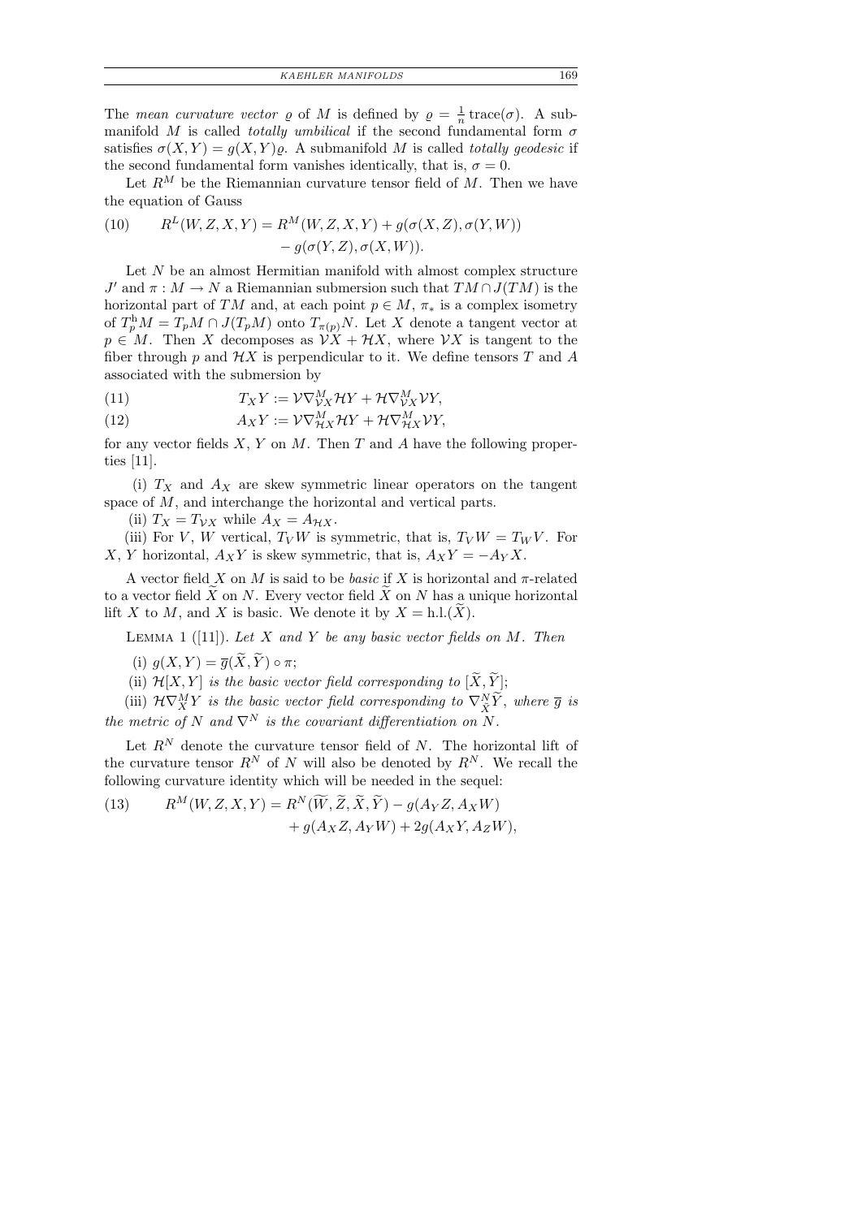The *mean curvature vector* $\varrho$ of $M$ is defined by $\varrho = \frac{1}{n}\,\mathrm{trace}(\sigma)$. A submanifold $M$ is called *totally umbilical* if the second fundamental form $\sigma$ satisfies $\sigma(X,Y) = g(X,Y)\varrho$. A submanifold $M$ is called *totally geodesic* if the second fundamental form vanishes identically, that is, $\sigma = 0$.

Let $R^M$ be the Riemannian curvature tensor field of $M$. Then we have the equation of Gauss

$$
\begin{aligned}
(10) \qquad R^L(W,Z,X,Y) = R^M(W,Z,X,Y) &+ g(\sigma(X,Z),\sigma(Y,W)) \\
&- g(\sigma(Y,Z),\sigma(X,W)).
\end{aligned}
$$

Let $N$ be an almost Hermitian manifold with almost complex structure $J'$ and $\pi : M \to N$ a Riemannian submersion such that $TM \cap J(TM)$ is the horizontal part of $TM$ and, at each point $p \in M$, $\pi_*$ is a complex isometry of $T_p^{\mathrm{h}}M = T_pM \cap J(T_pM)$ onto $T_{\pi(p)}N$. Let $X$ denote a tangent vector at $p \in M$. Then $X$ decomposes as $\mathcal{V}X + \mathcal{H}X$, where $\mathcal{V}X$ is tangent to the fiber through $p$ and $\mathcal{H}X$ is perpendicular to it. We define tensors $T$ and $A$ associated with the submersion by

$$
(11) \qquad T_X Y := \mathcal{V}\nabla^M_{\mathcal{V}X}\mathcal{H}Y + \mathcal{H}\nabla^M_{\mathcal{V}X}\mathcal{V}Y,
$$

$$
(12) \qquad A_X Y := \mathcal{V}\nabla^M_{\mathcal{H}X}\mathcal{H}Y + \mathcal{H}\nabla^M_{\mathcal{H}X}\mathcal{V}Y,
$$

for any vector fields $X$, $Y$ on $M$. Then $T$ and $A$ have the following properties [11].

(i) $T_X$ and $A_X$ are skew symmetric linear operators on the tangent space of $M$, and interchange the horizontal and vertical parts.

(ii) $T_X = T_{\mathcal{V}X}$ while $A_X = A_{\mathcal{H}X}$.

(iii) For $V$, $W$ vertical, $T_V W$ is symmetric, that is, $T_V W = T_W V$. For $X$, $Y$ horizontal, $A_X Y$ is skew symmetric, that is, $A_X Y = -A_Y X$.

A vector field $X$ on $M$ is said to be *basic* if $X$ is horizontal and $\pi$-related to a vector field $\widetilde{X}$ on $N$. Every vector field $\widetilde{X}$ on $N$ has a unique horizontal lift $X$ to $M$, and $X$ is basic. We denote it by $X = \mathrm{h.l.}(\widetilde{X})$.

Lemma 1 ([11]). *Let $X$ and $Y$ be any basic vector fields on $M$. Then*

(i) $g(X,Y) = \overline{g}(\widetilde{X},\widetilde{Y}) \circ \pi$;

(ii) $\mathcal{H}[X,Y]$ *is the basic vector field corresponding to* $[\widetilde{X},\widetilde{Y}]$;

(iii) $\mathcal{H}\nabla^M_X Y$ *is the basic vector field corresponding to* $\nabla^N_{\widetilde{X}}\widetilde{Y}$, *where* $\overline{g}$ *is the metric of $N$ and $\nabla^N$ is the covariant differentiation on $N$.*

Let $R^N$ denote the curvature tensor field of $N$. The horizontal lift of the curvature tensor $R^N$ of $N$ will also be denoted by $R^N$. We recall the following curvature identity which will be needed in the sequel:

$$
\begin{aligned}
(13) \qquad R^M(W,Z,X,Y) = R^N(\widetilde{W},\widetilde{Z},\widetilde{X},\widetilde{Y}) &- g(A_Y Z, A_X W) \\
&+ g(A_X Z, A_Y W) + 2g(A_X Y, A_Z W),
\end{aligned}
$$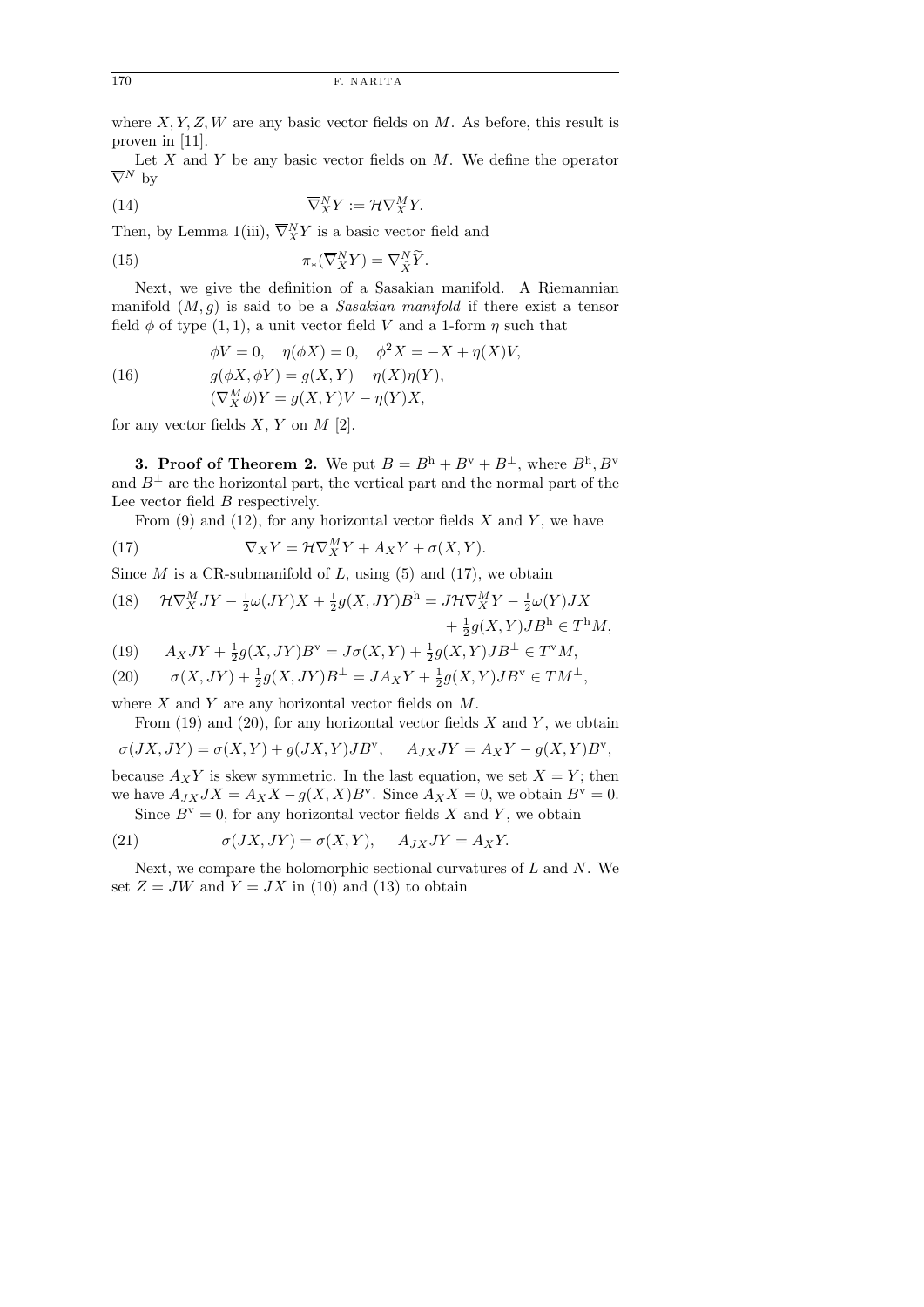where $X, Y, Z, W$ are any basic vector fields on $M$. As before, this result is proven in [11].

Let $X$ and $Y$ be any basic vector fields on $M$. We define the operator $\overline{\nabla}^N$ by

$$\overline{\nabla}^N_X Y := \mathcal{H}\nabla^M_X Y. \tag{14}$$

Then, by Lemma 1(iii), $\overline{\nabla}^N_X Y$ is a basic vector field and

$$\pi_*(\overline{\nabla}^N_X Y) = \nabla^N_{\widetilde{X}} \widetilde{Y}. \tag{15}$$

Next, we give the definition of a Sasakian manifold. A Riemannian manifold $(M, g)$ is said to be a *Sasakian manifold* if there exist a tensor field $\phi$ of type $(1,1)$, a unit vector field $V$ and a 1-form $\eta$ such that

$$\begin{aligned} &\phi V = 0, \quad \eta(\phi X) = 0, \quad \phi^2 X = -X + \eta(X)V, \\ &g(\phi X, \phi Y) = g(X, Y) - \eta(X)\eta(Y), \\ &(\nabla^M_X \phi)Y = g(X, Y)V - \eta(Y)X, \end{aligned} \tag{16}$$

for any vector fields $X$, $Y$ on $M$ [2].

**3. Proof of Theorem 2.** We put $B = B^{\mathrm{h}} + B^{\mathrm{v}} + B^{\perp}$, where $B^{\mathrm{h}}, B^{\mathrm{v}}$ and $B^{\perp}$ are the horizontal part, the vertical part and the normal part of the Lee vector field $B$ respectively.

From (9) and (12), for any horizontal vector fields $X$ and $Y$, we have

$$\nabla_X Y = \mathcal{H}\nabla^M_X Y + A_X Y + \sigma(X, Y). \tag{17}$$

Since $M$ is a CR-submanifold of $L$, using (5) and (17), we obtain

$$\begin{aligned} \mathcal{H}\nabla^M_X JY - \tfrac{1}{2}\omega(JY)X + \tfrac{1}{2}g(X, JY)B^{\mathrm{h}} = J\mathcal{H}\nabla^M_X Y - \tfrac{1}{2}\omega(Y)JX& \\ + \tfrac{1}{2}g(X, Y)JB^{\mathrm{h}} \in T^{\mathrm{h}}M&, \end{aligned} \tag{18}$$

$$A_X JY + \tfrac{1}{2}g(X, JY)B^{\mathrm{v}} = J\sigma(X, Y) + \tfrac{1}{2}g(X, Y)JB^{\perp} \in T^{\mathrm{v}}M, \tag{19}$$

$$\sigma(X, JY) + \tfrac{1}{2}g(X, JY)B^{\perp} = JA_X Y + \tfrac{1}{2}g(X, Y)JB^{\mathrm{v}} \in TM^{\perp}, \tag{20}$$

where $X$ and $Y$ are any horizontal vector fields on $M$.

From (19) and (20), for any horizontal vector fields $X$ and $Y$, we obtain

$$\sigma(JX, JY) = \sigma(X, Y) + g(JX, Y)JB^{\mathrm{v}}, \qquad A_{JX}JY = A_X Y - g(X, Y)B^{\mathrm{v}},$$

because $A_X Y$ is skew symmetric. In the last equation, we set $X = Y$; then we have $A_{JX}JX = A_X X - g(X, X)B^{\mathrm{v}}$. Since $A_X X = 0$, we obtain $B^{\mathrm{v}} = 0$.

Since $B^{\mathrm{v}} = 0$, for any horizontal vector fields $X$ and $Y$, we obtain

$$\sigma(JX, JY) = \sigma(X, Y), \qquad A_{JX}JY = A_X Y. \tag{21}$$

Next, we compare the holomorphic sectional curvatures of $L$ and $N$. We set $Z = JW$ and $Y = JX$ in (10) and (13) to obtain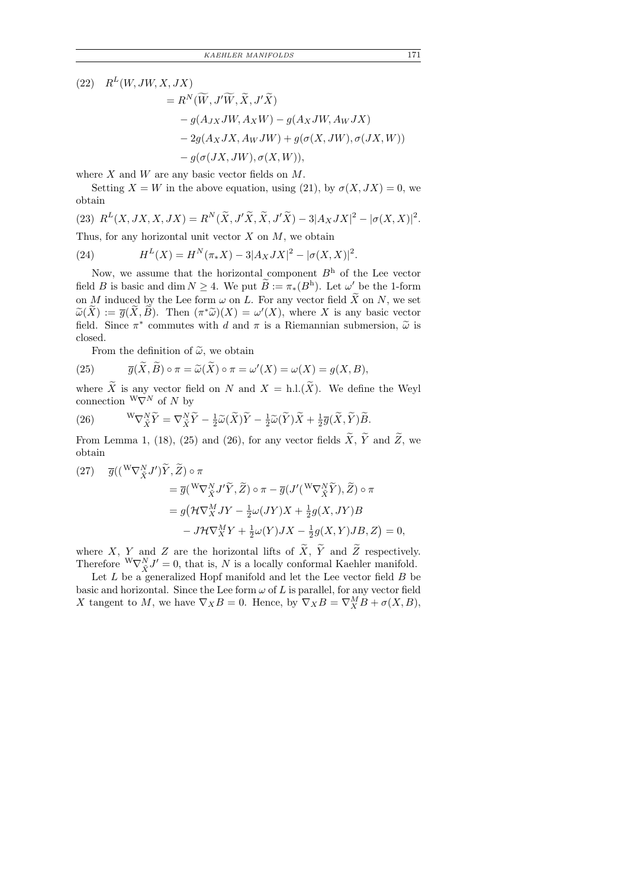$$
\begin{aligned}
(22)\quad R^L(W,JW,X,JX) &= R^N(\widetilde{W},J'\widetilde{W},\widetilde{X},J'\widetilde{X})\\
&\quad - g(A_{JX}JW,A_XW) - g(A_XJW,A_WJX)\\
&\quad - 2g(A_XJX,A_WJW) + g(\sigma(X,JW),\sigma(JX,W))\\
&\quad - g(\sigma(JX,JW),\sigma(X,W)),
\end{aligned}
$$

where $X$ and $W$ are any basic vector fields on $M$.

Setting $X = W$ in the above equation, using (21), by $\sigma(X,JX) = 0$, we obtain

$$
(23)\quad R^L(X,JX,X,JX) = R^N(\widetilde{X},J'\widetilde{X},\widetilde{X},J'\widetilde{X}) - 3|A_XJX|^2 - |\sigma(X,X)|^2.
$$

Thus, for any horizontal unit vector $X$ on $M$, we obtain

$$
(24)\qquad H^L(X) = H^N(\pi_*X) - 3|A_XJX|^2 - |\sigma(X,X)|^2.
$$

Now, we assume that the horizontal component $B^{\mathrm{h}}$ of the Lee vector field $B$ is basic and $\dim N \geq 4$. We put $\widetilde{B} := \pi_*(B^{\mathrm{h}})$. Let $\omega'$ be the 1-form on $M$ induced by the Lee form $\omega$ on $L$. For any vector field $\widetilde{X}$ on $N$, we set $\widetilde{\omega}(\widetilde{X}) := \overline{g}(\widetilde{X},\widetilde{B})$. Then $(\pi^*\widetilde{\omega})(X) = \omega'(X)$, where $X$ is any basic vector field. Since $\pi^*$ commutes with $d$ and $\pi$ is a Riemannian submersion, $\widetilde{\omega}$ is closed.

From the definition of $\widetilde{\omega}$, we obtain

$$
(25)\qquad \overline{g}(\widetilde{X},\widetilde{B})\circ\pi = \widetilde{\omega}(\widetilde{X})\circ\pi = \omega'(X) = \omega(X) = g(X,B),
$$

where $\widetilde{X}$ is any vector field on $N$ and $X = \mathrm{h.l.}(\widetilde{X})$. We define the Weyl connection ${}^{\mathrm{W}}\nabla^N$ of $N$ by

$$
(26)\qquad {}^{\mathrm{W}}\nabla^N_{\widetilde{X}}\widetilde{Y} = \nabla^N_{\widetilde{X}}\widetilde{Y} - \tfrac{1}{2}\widetilde{\omega}(\widetilde{X})\widetilde{Y} - \tfrac{1}{2}\widetilde{\omega}(\widetilde{Y})\widetilde{X} + \tfrac{1}{2}\overline{g}(\widetilde{X},\widetilde{Y})\widetilde{B}.
$$

From Lemma 1, (18), (25) and (26), for any vector fields $\widetilde{X}$, $\widetilde{Y}$ and $\widetilde{Z}$, we obtain

$$
\begin{aligned}
(27)\quad \overline{g}(({}^{\mathrm{W}}\nabla^N_{\widetilde{X}}J')\widetilde{Y},\widetilde{Z})\circ\pi
&= \overline{g}({}^{\mathrm{W}}\nabla^N_{\widetilde{X}}J'\widetilde{Y},\widetilde{Z})\circ\pi - \overline{g}(J'({}^{\mathrm{W}}\nabla^N_{\widetilde{X}}\widetilde{Y}),\widetilde{Z})\circ\pi\\
&= g\big(\mathcal{H}\nabla^M_XJY - \tfrac{1}{2}\omega(JY)X + \tfrac{1}{2}g(X,JY)B\\
&\qquad - J\mathcal{H}\nabla^M_XY + \tfrac{1}{2}\omega(Y)JX - \tfrac{1}{2}g(X,Y)JB, Z\big) = 0,
\end{aligned}
$$

where $X$, $Y$ and $Z$ are the horizontal lifts of $\widetilde{X}$, $\widetilde{Y}$ and $\widetilde{Z}$ respectively. Therefore ${}^{\mathrm{W}}\nabla^N_{\widetilde{X}}J' = 0$, that is, $N$ is a locally conformal Kaehler manifold.

Let $L$ be a generalized Hopf manifold and let the Lee vector field $B$ be basic and horizontal. Since the Lee form $\omega$ of $L$ is parallel, for any vector field $X$ tangent to $M$, we have $\nabla_XB = 0$. Hence, by $\nabla_XB = \nabla^M_XB + \sigma(X,B)$,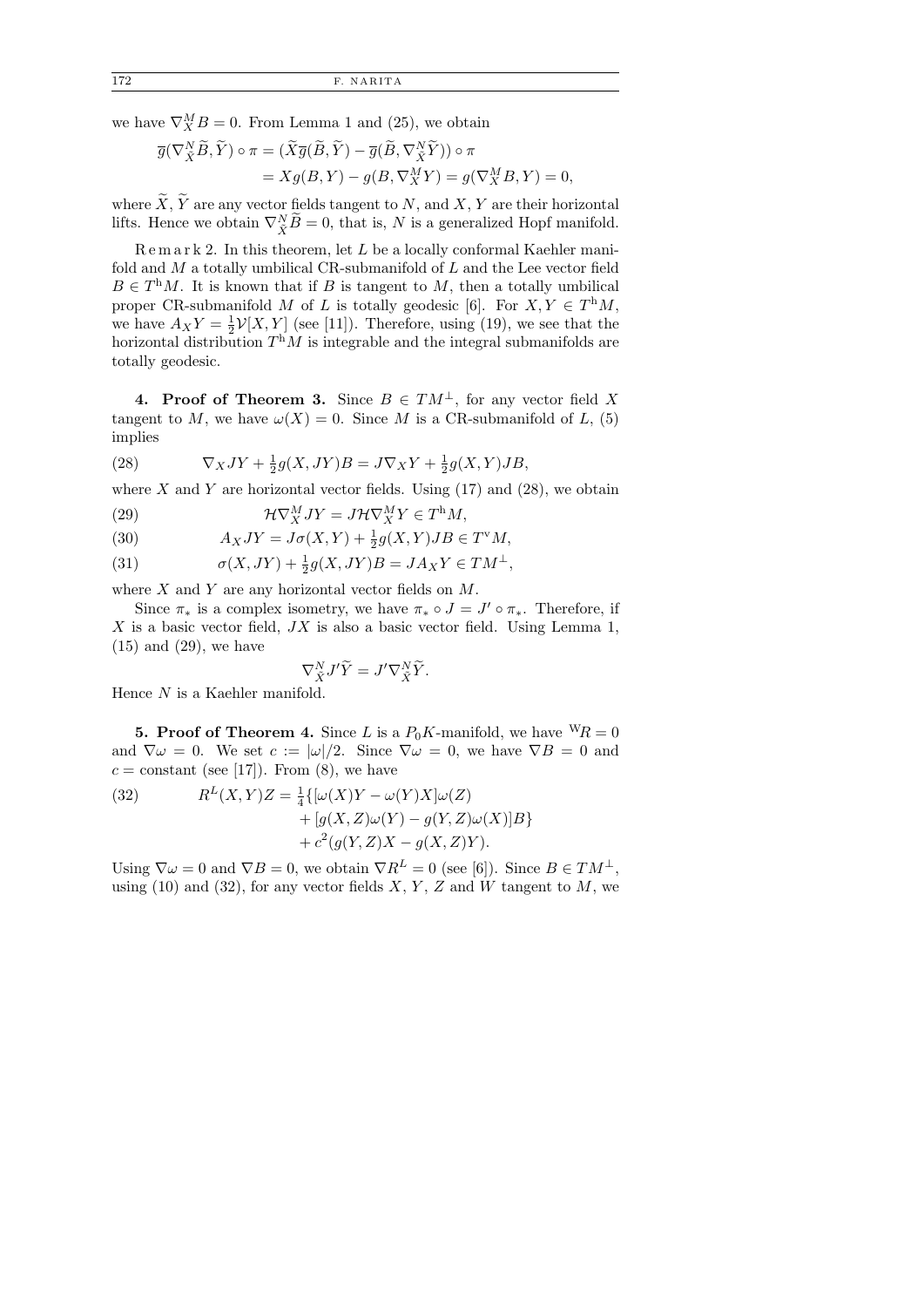we have $\nabla^M_X B = 0$. From Lemma 1 and (25), we obtain

$$\begin{aligned}\overline{g}(\nabla^N_{\widetilde{X}}\widetilde{B}, \widetilde{Y}) \circ \pi &= (\widetilde{X}\overline{g}(\widetilde{B}, \widetilde{Y}) - \overline{g}(\widetilde{B}, \nabla^N_{\widetilde{X}}\widetilde{Y})) \circ \pi \\ &= Xg(B, Y) - g(B, \nabla^M_X Y) = g(\nabla^M_X B, Y) = 0,\end{aligned}$$

where $\widetilde{X}$, $\widetilde{Y}$ are any vector fields tangent to $N$, and $X$, $Y$ are their horizontal lifts. Hence we obtain $\nabla^N_{\widetilde{X}}\widetilde{B} = 0$, that is, $N$ is a generalized Hopf manifold.

*Remark 2.* In this theorem, let $L$ be a locally conformal Kaehler manifold and $M$ a totally umbilical CR-submanifold of $L$ and the Lee vector field $B \in T^{\mathrm{h}}M$. It is known that if $B$ is tangent to $M$, then a totally umbilical proper CR-submanifold $M$ of $L$ is totally geodesic [6]. For $X, Y \in T^{\mathrm{h}}M$, we have $A_X Y = \frac{1}{2}\mathcal{V}[X, Y]$ (see [11]). Therefore, using (19), we see that the horizontal distribution $T^{\mathrm{h}}M$ is integrable and the integral submanifolds are totally geodesic.

**4. Proof of Theorem 3.** Since $B \in TM^{\perp}$, for any vector field $X$ tangent to $M$, we have $\omega(X) = 0$. Since $M$ is a CR-submanifold of $L$, (5) implies

$$\nabla_X JY + \tfrac{1}{2}g(X, JY)B = J\nabla_X Y + \tfrac{1}{2}g(X, Y)JB, \tag{28}$$

where $X$ and $Y$ are horizontal vector fields. Using (17) and (28), we obtain

$$\mathcal{H}\nabla^M_X JY = J\mathcal{H}\nabla^M_X Y \in T^{\mathrm{h}}M, \tag{29}$$

$$A_X JY = J\sigma(X, Y) + \tfrac{1}{2}g(X, Y)JB \in T^{\mathrm{v}}M, \tag{30}$$

$$\sigma(X, JY) + \tfrac{1}{2}g(X, JY)B = JA_X Y \in TM^{\perp}, \tag{31}$$

where $X$ and $Y$ are any horizontal vector fields on $M$.

Since $\pi_*$ is a complex isometry, we have $\pi_* \circ J = J' \circ \pi_*$. Therefore, if $X$ is a basic vector field, $JX$ is also a basic vector field. Using Lemma 1, (15) and (29), we have

$$\nabla^N_{\widetilde{X}} J'\widetilde{Y} = J'\nabla^N_{\widetilde{X}}\widetilde{Y}.$$

Hence $N$ is a Kaehler manifold.

**5. Proof of Theorem 4.** Since $L$ is a $P_0K$-manifold, we have ${}^{\mathrm{W}}R = 0$ and $\nabla\omega = 0$. We set $c := |\omega|/2$. Since $\nabla\omega = 0$, we have $\nabla B = 0$ and $c = $ constant (see [17]). From (8), we have

$$\begin{aligned}R^L(X, Y)Z = \tfrac{1}{4}\{&[\omega(X)Y - \omega(Y)X]\omega(Z) \\ &+ [g(X, Z)\omega(Y) - g(Y, Z)\omega(X)]B\} \\ &+ c^2(g(Y, Z)X - g(X, Z)Y).\end{aligned} \tag{32}$$

Using $\nabla\omega = 0$ and $\nabla B = 0$, we obtain $\nabla R^L = 0$ (see [6]). Since $B \in TM^{\perp}$, using (10) and (32), for any vector fields $X$, $Y$, $Z$ and $W$ tangent to $M$, we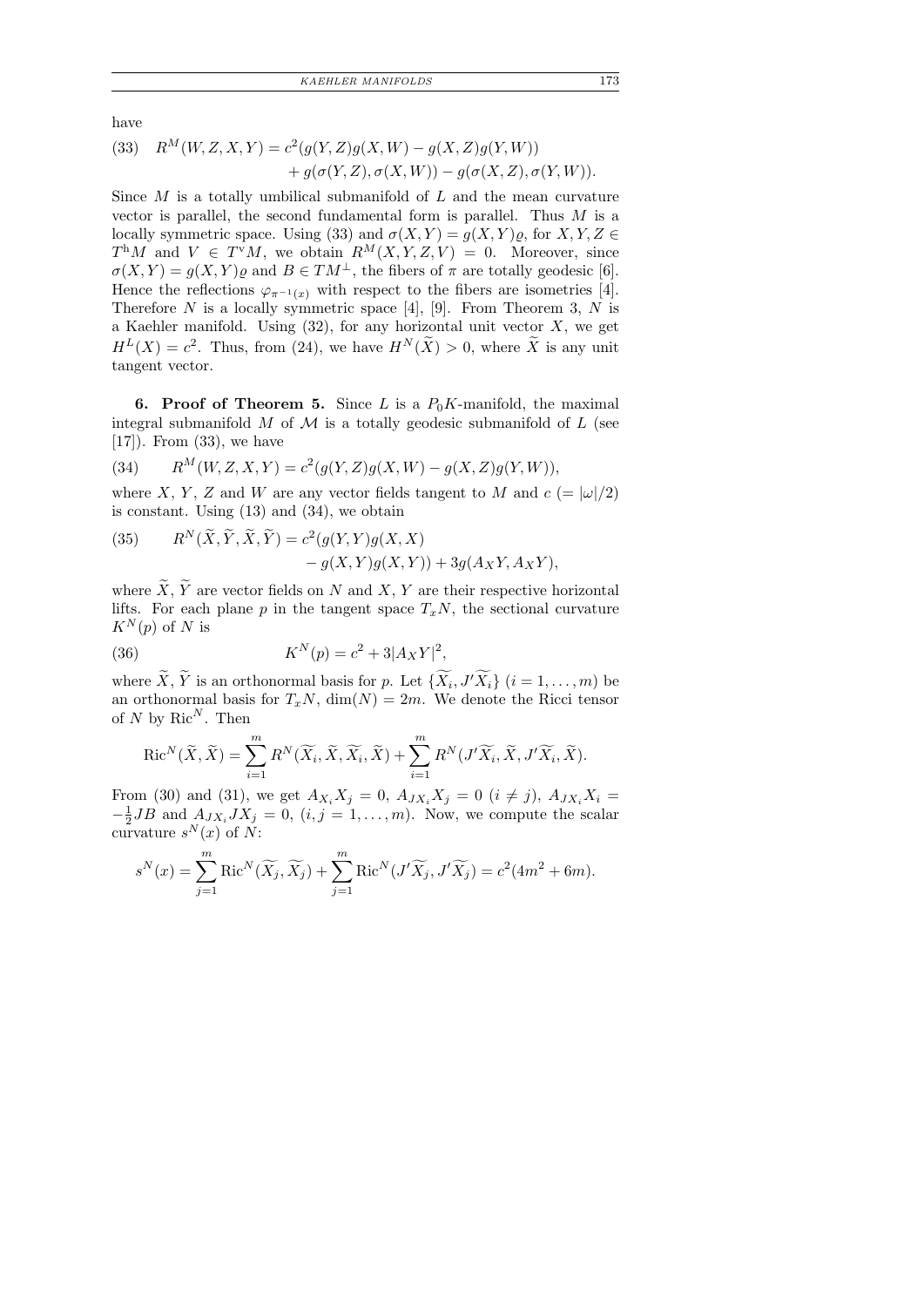have

$$\begin{aligned}(33)\quad R^M(W,Z,X,Y) &= c^2(g(Y,Z)g(X,W) - g(X,Z)g(Y,W)) \\ &\quad + g(\sigma(Y,Z),\sigma(X,W)) - g(\sigma(X,Z),\sigma(Y,W)).\end{aligned}$$

Since $M$ is a totally umbilical submanifold of $L$ and the mean curvature vector is parallel, the second fundamental form is parallel. Thus $M$ is a locally symmetric space. Using (33) and $\sigma(X,Y) = g(X,Y)\varrho$, for $X, Y, Z \in T^{\mathrm{h}}M$ and $V \in T^{\mathrm{v}}M$, we obtain $R^M(X,Y,Z,V) = 0$. Moreover, since $\sigma(X,Y) = g(X,Y)\varrho$ and $B \in TM^{\perp}$, the fibers of $\pi$ are totally geodesic [6]. Hence the reflections $\varphi_{\pi^{-1}(x)}$ with respect to the fibers are isometries [4]. Therefore $N$ is a locally symmetric space [4], [9]. From Theorem 3, $N$ is a Kaehler manifold. Using (32), for any horizontal unit vector $X$, we get $H^L(X) = c^2$. Thus, from (24), we have $H^N(\widetilde{X}) > 0$, where $\widetilde{X}$ is any unit tangent vector.

**6. Proof of Theorem 5.** Since $L$ is a $P_0K$-manifold, the maximal integral submanifold $M$ of $\mathcal{M}$ is a totally geodesic submanifold of $L$ (see [17]). From (33), we have

$$(34)\qquad R^M(W,Z,X,Y) = c^2(g(Y,Z)g(X,W) - g(X,Z)g(Y,W)),$$

where $X$, $Y$, $Z$ and $W$ are any vector fields tangent to $M$ and $c$ $(= |\omega|/2)$ is constant. Using (13) and (34), we obtain

$$\begin{aligned}(35)\qquad R^N(\widetilde{X},\widetilde{Y},\widetilde{X},\widetilde{Y}) &= c^2(g(Y,Y)g(X,X) \\ &\quad - g(X,Y)g(X,Y)) + 3g(A_XY, A_XY),\end{aligned}$$

where $\widetilde{X}$, $\widetilde{Y}$ are vector fields on $N$ and $X$, $Y$ are their respective horizontal lifts. For each plane $p$ in the tangent space $T_xN$, the sectional curvature $K^N(p)$ of $N$ is

$$(36)\qquad K^N(p) = c^2 + 3|A_XY|^2,$$

where $\widetilde{X}$, $\widetilde{Y}$ is an orthonormal basis for $p$. Let $\{\widetilde{X_i}, J'\widetilde{X_i}\}$ $(i = 1,\dots,m)$ be an orthonormal basis for $T_xN$, $\dim(N) = 2m$. We denote the Ricci tensor of $N$ by $\mathrm{Ric}^N$. Then

$$\mathrm{Ric}^N(\widetilde{X},\widetilde{X}) = \sum_{i=1}^{m} R^N(\widetilde{X_i},\widetilde{X},\widetilde{X_i},\widetilde{X}) + \sum_{i=1}^{m} R^N(J'\widetilde{X_i},\widetilde{X},J'\widetilde{X_i},\widetilde{X}).$$

From (30) and (31), we get $A_{X_i}X_j = 0$, $A_{JX_i}X_j = 0$ $(i \neq j)$, $A_{JX_i}X_i = -\frac{1}{2}JB$ and $A_{JX_i}JX_j = 0$, $(i,j = 1,\dots,m)$. Now, we compute the scalar curvature $s^N(x)$ of $N$:

$$s^N(x) = \sum_{j=1}^{m} \mathrm{Ric}^N(\widetilde{X_j},\widetilde{X_j}) + \sum_{j=1}^{m} \mathrm{Ric}^N(J'\widetilde{X_j},J'\widetilde{X_j}) = c^2(4m^2 + 6m).$$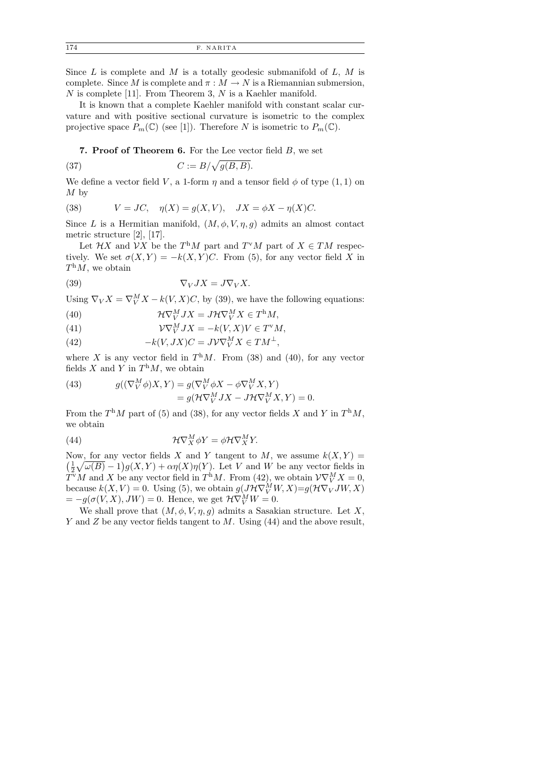Since $L$ is complete and $M$ is a totally geodesic submanifold of $L$, $M$ is complete. Since $M$ is complete and $\pi : M \to N$ is a Riemannian submersion, $N$ is complete [11]. From Theorem 3, $N$ is a Kaehler manifold.

It is known that a complete Kaehler manifold with constant scalar curvature and with positive sectional curvature is isometric to the complex projective space $P_m(\mathbb{C})$ (see [1]). Therefore $N$ is isometric to $P_m(\mathbb{C})$.

**7. Proof of Theorem 6.** For the Lee vector field $B$, we set

$$C := B/\sqrt{g(B,B)}. \tag{37}$$

We define a vector field $V$, a 1-form $\eta$ and a tensor field $\phi$ of type $(1,1)$ on $M$ by

$$V = JC, \quad \eta(X) = g(X, V), \quad JX = \phi X - \eta(X)C. \tag{38}$$

Since $L$ is a Hermitian manifold, $(M, \phi, V, \eta, g)$ admits an almost contact metric structure [2], [17].

Let $\mathcal{H}X$ and $\mathcal{V}X$ be the $T^{\mathrm{h}}M$ part and $T^{\mathrm{v}}M$ part of $X \in TM$ respectively. We set $\sigma(X,Y) = -k(X,Y)C$. From (5), for any vector field $X$ in $T^{\mathrm{h}}M$, we obtain

$$\nabla_V JX = J\nabla_V X. \tag{39}$$

Using $\nabla_V X = \nabla^M_V X - k(V,X)C$, by (39), we have the following equations:

$$\mathcal{H}\nabla^M_V JX = J\mathcal{H}\nabla^M_V X \in T^{\mathrm{h}}M, \tag{40}$$

$$\mathcal{V}\nabla^M_V JX = -k(V,X)V \in T^{\mathrm{v}}M, \tag{41}$$

$$-k(V,JX)C = J\mathcal{V}\nabla^M_V X \in TM^{\perp}, \tag{42}$$

where $X$ is any vector field in $T^{\mathrm{h}}M$. From (38) and (40), for any vector fields $X$ and $Y$ in $T^{\mathrm{h}}M$, we obtain

$$\begin{aligned} g((\nabla^M_V \phi)X, Y) &= g(\nabla^M_V \phi X - \phi\nabla^M_V X, Y) \\ &= g(\mathcal{H}\nabla^M_V JX - J\mathcal{H}\nabla^M_V X, Y) = 0. \end{aligned} \tag{43}$$

From the $T^{\mathrm{h}}M$ part of (5) and (38), for any vector fields $X$ and $Y$ in $T^{\mathrm{h}}M$, we obtain

$$\mathcal{H}\nabla^M_X \phi Y = \phi\mathcal{H}\nabla^M_X Y. \tag{44}$$

Now, for any vector fields $X$ and $Y$ tangent to $M$, we assume $k(X,Y) = \big(\frac{1}{2}\sqrt{\omega(B)} - 1\big)g(X,Y) + \alpha\eta(X)\eta(Y)$. Let $V$ and $W$ be any vector fields in $T^{\mathrm{v}}M$ and $X$ be any vector field in $T^{\mathrm{h}}M$. From (42), we obtain $\mathcal{V}\nabla^M_V X = 0$, because $k(X,V) = 0$. Using (5), we obtain $g(J\mathcal{H}\nabla^M_V W, X) = g(\mathcal{H}\nabla_V JW, X) = -g(\sigma(V,X), JW) = 0$. Hence, we get $\mathcal{H}\nabla^M_V W = 0$.

We shall prove that $(M, \phi, V, \eta, g)$ admits a Sasakian structure. Let $X$, $Y$ and $Z$ be any vector fields tangent to $M$. Using (44) and the above result,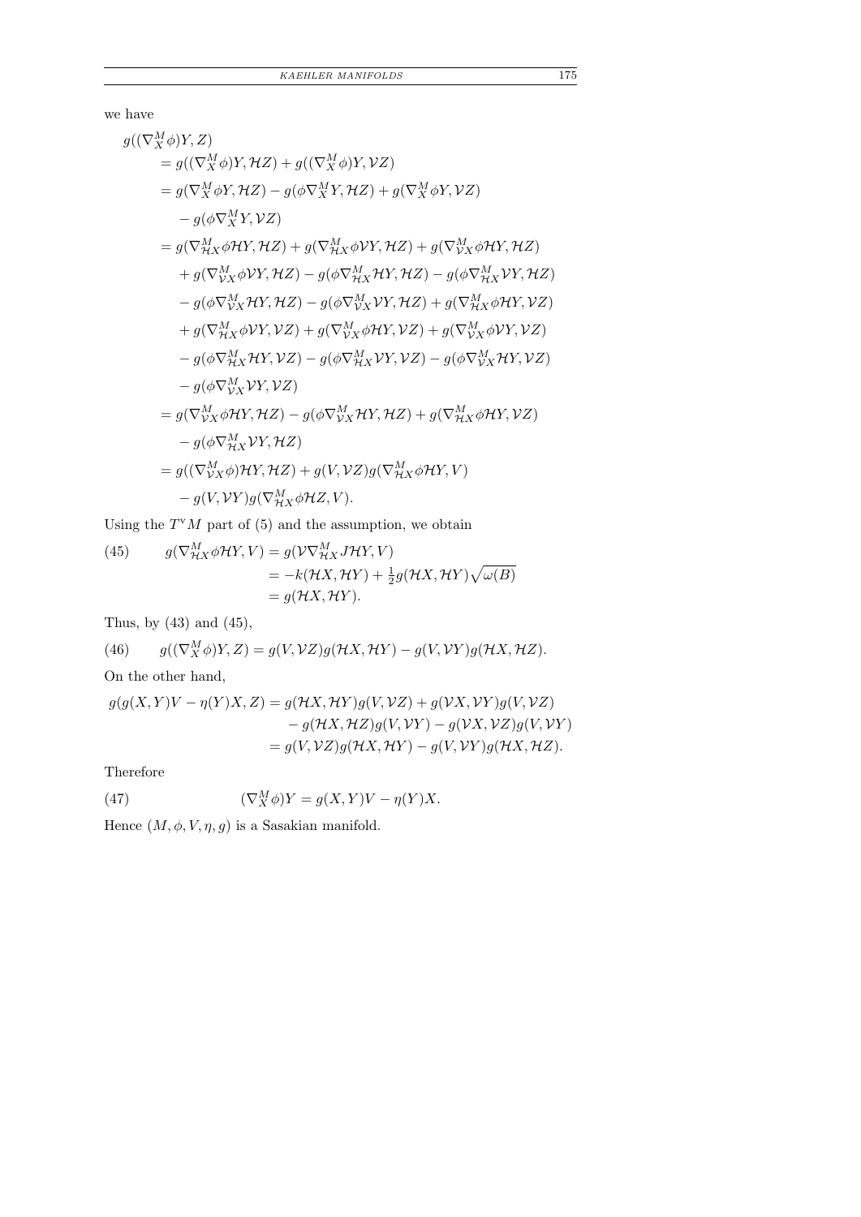we have

$$
\begin{aligned}
&g((\nabla^M_X \phi)Y, Z) \\
&\quad = g((\nabla^M_X \phi)Y, \mathcal{H}Z) + g((\nabla^M_X \phi)Y, \mathcal{V}Z) \\
&\quad = g(\nabla^M_X \phi Y, \mathcal{H}Z) - g(\phi \nabla^M_X Y, \mathcal{H}Z) + g(\nabla^M_X \phi Y, \mathcal{V}Z) \\
&\qquad - g(\phi \nabla^M_X Y, \mathcal{V}Z) \\
&\quad = g(\nabla^M_{\mathcal{H}X} \phi \mathcal{H}Y, \mathcal{H}Z) + g(\nabla^M_{\mathcal{H}X} \phi \mathcal{V}Y, \mathcal{H}Z) + g(\nabla^M_{\mathcal{V}X} \phi \mathcal{H}Y, \mathcal{H}Z) \\
&\qquad + g(\nabla^M_{\mathcal{V}X} \phi \mathcal{V}Y, \mathcal{H}Z) - g(\phi \nabla^M_{\mathcal{H}X} \mathcal{H}Y, \mathcal{H}Z) - g(\phi \nabla^M_{\mathcal{H}X} \mathcal{V}Y, \mathcal{H}Z) \\
&\qquad - g(\phi \nabla^M_{\mathcal{V}X} \mathcal{H}Y, \mathcal{H}Z) - g(\phi \nabla^M_{\mathcal{V}X} \mathcal{V}Y, \mathcal{H}Z) + g(\nabla^M_{\mathcal{H}X} \phi \mathcal{H}Y, \mathcal{V}Z) \\
&\qquad + g(\nabla^M_{\mathcal{H}X} \phi \mathcal{V}Y, \mathcal{V}Z) + g(\nabla^M_{\mathcal{V}X} \phi \mathcal{H}Y, \mathcal{V}Z) + g(\nabla^M_{\mathcal{V}X} \phi \mathcal{V}Y, \mathcal{V}Z) \\
&\qquad - g(\phi \nabla^M_{\mathcal{H}X} \mathcal{H}Y, \mathcal{V}Z) - g(\phi \nabla^M_{\mathcal{H}X} \mathcal{V}Y, \mathcal{V}Z) - g(\phi \nabla^M_{\mathcal{V}X} \mathcal{H}Y, \mathcal{V}Z) \\
&\qquad - g(\phi \nabla^M_{\mathcal{V}X} \mathcal{V}Y, \mathcal{V}Z) \\
&\quad = g(\nabla^M_{\mathcal{V}X} \phi \mathcal{H}Y, \mathcal{H}Z) - g(\phi \nabla^M_{\mathcal{V}X} \mathcal{H}Y, \mathcal{H}Z) + g(\nabla^M_{\mathcal{H}X} \phi \mathcal{H}Y, \mathcal{V}Z) \\
&\qquad - g(\phi \nabla^M_{\mathcal{H}X} \mathcal{V}Y, \mathcal{H}Z) \\
&\quad = g((\nabla^M_{\mathcal{V}X} \phi)\mathcal{H}Y, \mathcal{H}Z) + g(V, \mathcal{V}Z) g(\nabla^M_{\mathcal{H}X} \phi \mathcal{H}Y, V) \\
&\qquad - g(V, \mathcal{V}Y) g(\nabla^M_{\mathcal{H}X} \phi \mathcal{H}Z, V).
\end{aligned}
$$

Using the $T^{\mathrm{v}}M$ part of (5) and the assumption, we obtain

$$
\begin{aligned}
(45) \qquad g(\nabla^M_{\mathcal{H}X} \phi \mathcal{H}Y, V) &= g(\mathcal{V} \nabla^M_{\mathcal{H}X} J \mathcal{H}Y, V) \\
&= -k(\mathcal{H}X, \mathcal{H}Y) + \tfrac{1}{2} g(\mathcal{H}X, \mathcal{H}Y) \sqrt{\omega(B)} \\
&= g(\mathcal{H}X, \mathcal{H}Y).
\end{aligned}
$$

Thus, by (43) and (45),

$$
(46) \qquad g((\nabla^M_X \phi)Y, Z) = g(V, \mathcal{V}Z) g(\mathcal{H}X, \mathcal{H}Y) - g(V, \mathcal{V}Y) g(\mathcal{H}X, \mathcal{H}Z).
$$

On the other hand,

$$
\begin{aligned}
g(g(X,Y)V - \eta(Y)X, Z) &= g(\mathcal{H}X, \mathcal{H}Y) g(V, \mathcal{V}Z) + g(\mathcal{V}X, \mathcal{V}Y) g(V, \mathcal{V}Z) \\
&\quad - g(\mathcal{H}X, \mathcal{H}Z) g(V, \mathcal{V}Y) - g(\mathcal{V}X, \mathcal{V}Z) g(V, \mathcal{V}Y) \\
&= g(V, \mathcal{V}Z) g(\mathcal{H}X, \mathcal{H}Y) - g(V, \mathcal{V}Y) g(\mathcal{H}X, \mathcal{H}Z).
\end{aligned}
$$

Therefore

$$
(47) \qquad (\nabla^M_X \phi)Y = g(X,Y)V - \eta(Y)X.
$$

Hence $(M, \phi, V, \eta, g)$ is a Sasakian manifold.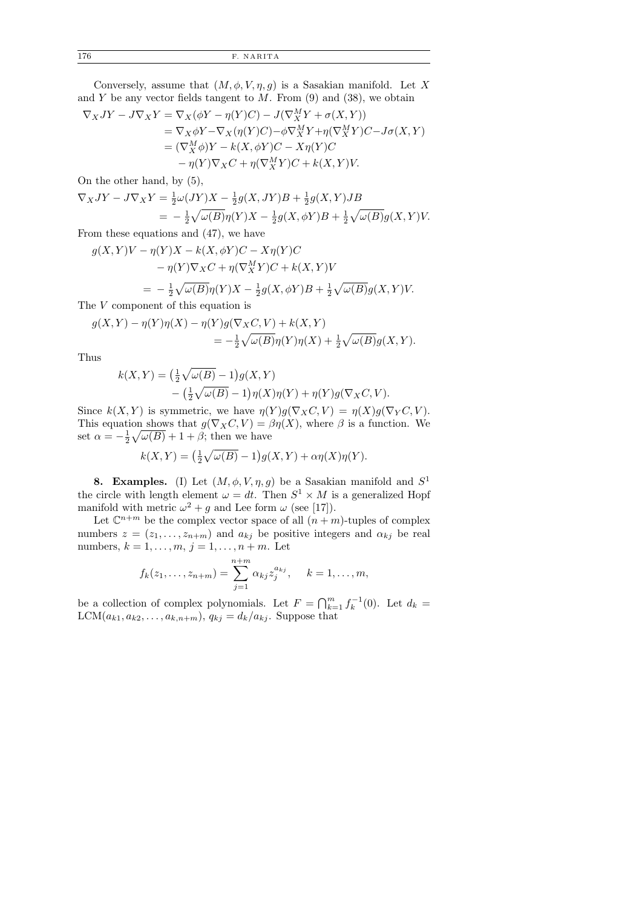Conversely, assume that $(M, \phi, V, \eta, g)$ is a Sasakian manifold. Let $X$ and $Y$ be any vector fields tangent to $M$. From (9) and (38), we obtain

$$
\begin{aligned}
\nabla_X JY - J\nabla_X Y &= \nabla_X(\phi Y - \eta(Y)C) - J(\nabla^M_X Y + \sigma(X,Y)) \\
&= \nabla_X \phi Y - \nabla_X(\eta(Y)C) - \phi\nabla^M_X Y + \eta(\nabla^M_X Y)C - J\sigma(X,Y) \\
&= (\nabla^M_X \phi)Y - k(X, \phi Y)C - X\eta(Y)C \\
&\quad - \eta(Y)\nabla_X C + \eta(\nabla^M_X Y)C + k(X,Y)V.
\end{aligned}
$$

On the other hand, by (5),

$$
\begin{aligned}
\nabla_X JY - J\nabla_X Y &= \tfrac{1}{2}\omega(JY)X - \tfrac{1}{2}g(X, JY)B + \tfrac{1}{2}g(X,Y)JB \\
&= -\tfrac{1}{2}\sqrt{\omega(B)}\eta(Y)X - \tfrac{1}{2}g(X, \phi Y)B + \tfrac{1}{2}\sqrt{\omega(B)}g(X,Y)V.
\end{aligned}
$$

From these equations and (47), we have

$$
\begin{aligned}
g(X,Y)V - \eta(Y)X - k(X, \phi Y)C - X\eta(Y)C& \\
- \eta(Y)\nabla_X C + \eta(\nabla^M_X Y)C + k(X,Y)V& \\
= -\tfrac{1}{2}\sqrt{\omega(B)}\eta(Y)X - \tfrac{1}{2}g(X, \phi Y)B &+ \tfrac{1}{2}\sqrt{\omega(B)}g(X,Y)V.
\end{aligned}
$$

The $V$ component of this equation is

$$
\begin{aligned}
g(X,Y) - \eta(Y)\eta(X) - \eta(Y)g(\nabla_X C, V) + k(X,Y)& \\
= -\tfrac{1}{2}\sqrt{\omega(B)}\eta(Y)\eta(X) &+ \tfrac{1}{2}\sqrt{\omega(B)}g(X,Y).
\end{aligned}
$$

Thus

$$
\begin{aligned}
k(X,Y) &= \big(\tfrac{1}{2}\sqrt{\omega(B)} - 1\big)g(X,Y) \\
&\quad - \big(\tfrac{1}{2}\sqrt{\omega(B)} - 1\big)\eta(X)\eta(Y) + \eta(Y)g(\nabla_X C, V).
\end{aligned}
$$

Since $k(X,Y)$ is symmetric, we have $\eta(Y)g(\nabla_X C, V) = \eta(X)g(\nabla_Y C, V)$. This equation shows that $g(\nabla_X C, V) = \beta\eta(X)$, where $\beta$ is a function. We set $\alpha = -\frac{1}{2}\sqrt{\omega(B)} + 1 + \beta$; then we have

$$
k(X,Y) = \big(\tfrac{1}{2}\sqrt{\omega(B)} - 1\big)g(X,Y) + \alpha\eta(X)\eta(Y).
$$

**8. Examples.** (I) Let $(M, \phi, V, \eta, g)$ be a Sasakian manifold and $S^1$ the circle with length element $\omega = dt$. Then $S^1 \times M$ is a generalized Hopf manifold with metric $\omega^2 + g$ and Lee form $\omega$ (see [17]).

Let $\mathbb{C}^{n+m}$ be the complex vector space of all $(n+m)$-tuples of complex numbers $z = (z_1, \ldots, z_{n+m})$ and $a_{kj}$ be positive integers and $\alpha_{kj}$ be real numbers, $k = 1, \ldots, m$, $j = 1, \ldots, n+m$. Let

$$
f_k(z_1, \ldots, z_{n+m}) = \sum_{j=1}^{n+m} \alpha_{kj} z_j^{a_{kj}}, \quad k = 1, \ldots, m,
$$

be a collection of complex polynomials. Let $F = \bigcap_{k=1}^m f_k^{-1}(0)$. Let $d_k = \mathrm{LCM}(a_{k1}, a_{k2}, \ldots, a_{k,n+m})$, $q_{kj} = d_k/a_{kj}$. Suppose that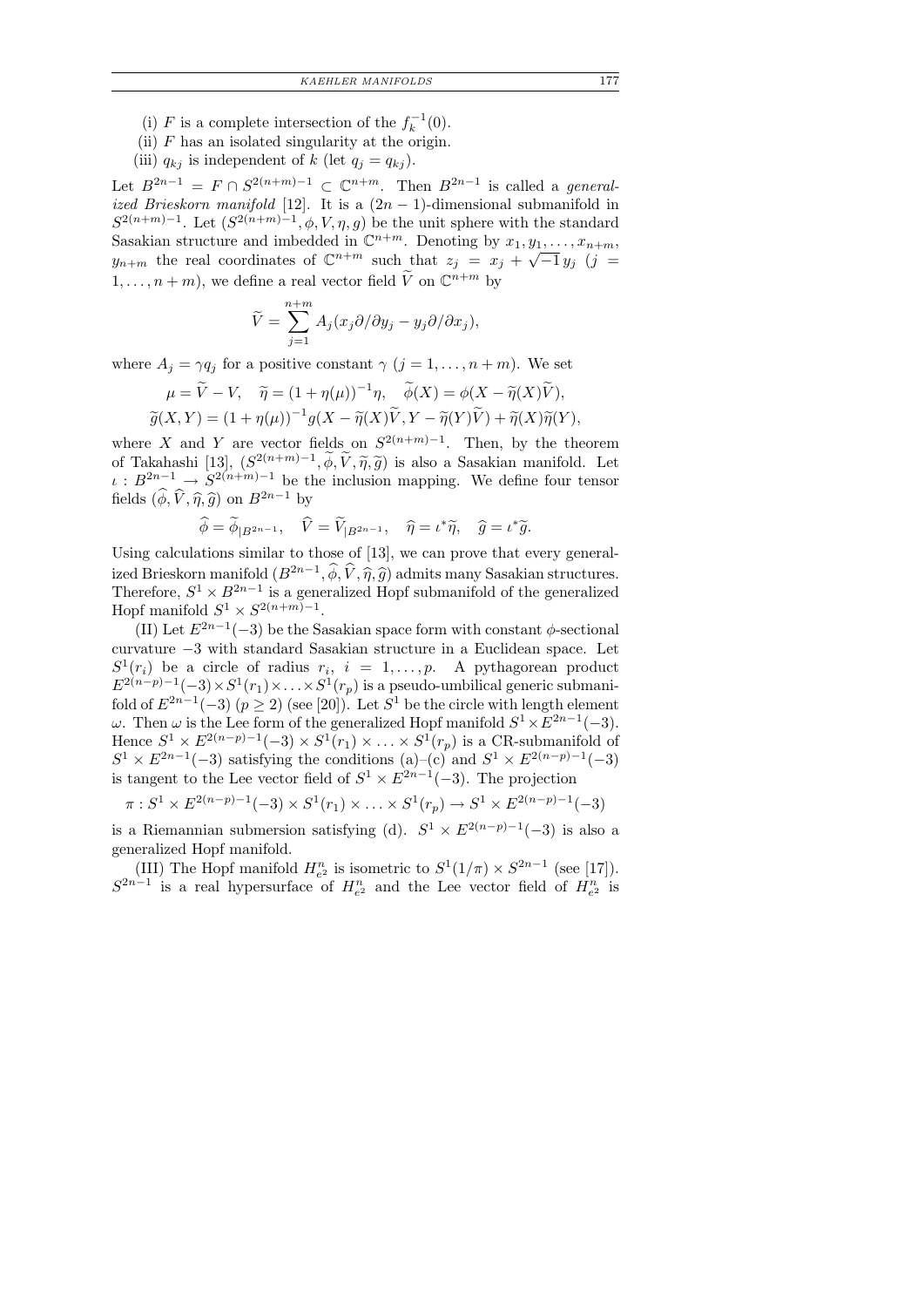(i) $F$ is a complete intersection of the $f_k^{-1}(0)$.

(ii) $F$ has an isolated singularity at the origin.

(iii) $q_{kj}$ is independent of $k$ (let $q_j = q_{kj}$).

Let $B^{2n-1} = F \cap S^{2(n+m)-1} \subset \mathbb{C}^{n+m}$. Then $B^{2n-1}$ is called a *generalized Brieskorn manifold* [12]. It is a $(2n-1)$-dimensional submanifold in $S^{2(n+m)-1}$. Let $(S^{2(n+m)-1}, \phi, V, \eta, g)$ be the unit sphere with the standard Sasakian structure and imbedded in $\mathbb{C}^{n+m}$. Denoting by $x_1, y_1, \ldots, x_{n+m}, y_{n+m}$ the real coordinates of $\mathbb{C}^{n+m}$ such that $z_j = x_j + \sqrt{-1}\, y_j$ $(j = 1, \ldots, n+m)$, we define a real vector field $\widetilde{V}$ on $\mathbb{C}^{n+m}$ by

$$\widetilde{V} = \sum_{j=1}^{n+m} A_j (x_j \partial/\partial y_j - y_j \partial/\partial x_j),$$

where $A_j = \gamma q_j$ for a positive constant $\gamma$ $(j = 1, \ldots, n+m)$. We set

$$\mu = \widetilde{V} - V, \quad \widetilde{\eta} = (1 + \eta(\mu))^{-1}\eta, \quad \widetilde{\phi}(X) = \phi(X - \widetilde{\eta}(X)\widetilde{V}),$$
$$\widetilde{g}(X, Y) = (1 + \eta(\mu))^{-1} g(X - \widetilde{\eta}(X)\widetilde{V}, Y - \widetilde{\eta}(Y)\widetilde{V}) + \widetilde{\eta}(X)\widetilde{\eta}(Y),$$

where $X$ and $Y$ are vector fields on $S^{2(n+m)-1}$. Then, by the theorem of Takahashi [13], $(S^{2(n+m)-1}, \widetilde{\phi}, \widetilde{V}, \widetilde{\eta}, \widetilde{g})$ is also a Sasakian manifold. Let $\iota : B^{2n-1} \to S^{2(n+m)-1}$ be the inclusion mapping. We define four tensor fields $(\widehat{\phi}, \widehat{V}, \widehat{\eta}, \widehat{g})$ on $B^{2n-1}$ by

$$\widehat{\phi} = \widetilde{\phi}_{|B^{2n-1}}, \quad \widehat{V} = \widetilde{V}_{|B^{2n-1}}, \quad \widehat{\eta} = \iota^*\widetilde{\eta}, \quad \widehat{g} = \iota^*\widetilde{g}.$$

Using calculations similar to those of [13], we can prove that every generalized Brieskorn manifold $(B^{2n-1}, \widehat{\phi}, \widehat{V}, \widehat{\eta}, \widehat{g})$ admits many Sasakian structures. Therefore, $S^1 \times B^{2n-1}$ is a generalized Hopf submanifold of the generalized Hopf manifold $S^1 \times S^{2(n+m)-1}$.

(II) Let $E^{2n-1}(-3)$ be the Sasakian space form with constant $\phi$-sectional curvature $-3$ with standard Sasakian structure in a Euclidean space. Let $S^1(r_i)$ be a circle of radius $r_i$, $i = 1, \ldots, p$. A pythagorean product $E^{2(n-p)-1}(-3) \times S^1(r_1) \times \ldots \times S^1(r_p)$ is a pseudo-umbilical generic submanifold of $E^{2n-1}(-3)$ $(p \geq 2)$ (see [20]). Let $S^1$ be the circle with length element $\omega$. Then $\omega$ is the Lee form of the generalized Hopf manifold $S^1 \times E^{2n-1}(-3)$. Hence $S^1 \times E^{2(n-p)-1}(-3) \times S^1(r_1) \times \ldots \times S^1(r_p)$ is a CR-submanifold of $S^1 \times E^{2n-1}(-3)$ satisfying the conditions (a)–(c) and $S^1 \times E^{2(n-p)-1}(-3)$ is tangent to the Lee vector field of $S^1 \times E^{2n-1}(-3)$. The projection

$$\pi : S^1 \times E^{2(n-p)-1}(-3) \times S^1(r_1) \times \ldots \times S^1(r_p) \to S^1 \times E^{2(n-p)-1}(-3)$$

is a Riemannian submersion satisfying (d). $S^1 \times E^{2(n-p)-1}(-3)$ is also a generalized Hopf manifold.

(III) The Hopf manifold $H^n_{e^2}$ is isometric to $S^1(1/\pi) \times S^{2n-1}$ (see [17]). $S^{2n-1}$ is a real hypersurface of $H^n_{e^2}$ and the Lee vector field of $H^n_{e^2}$ is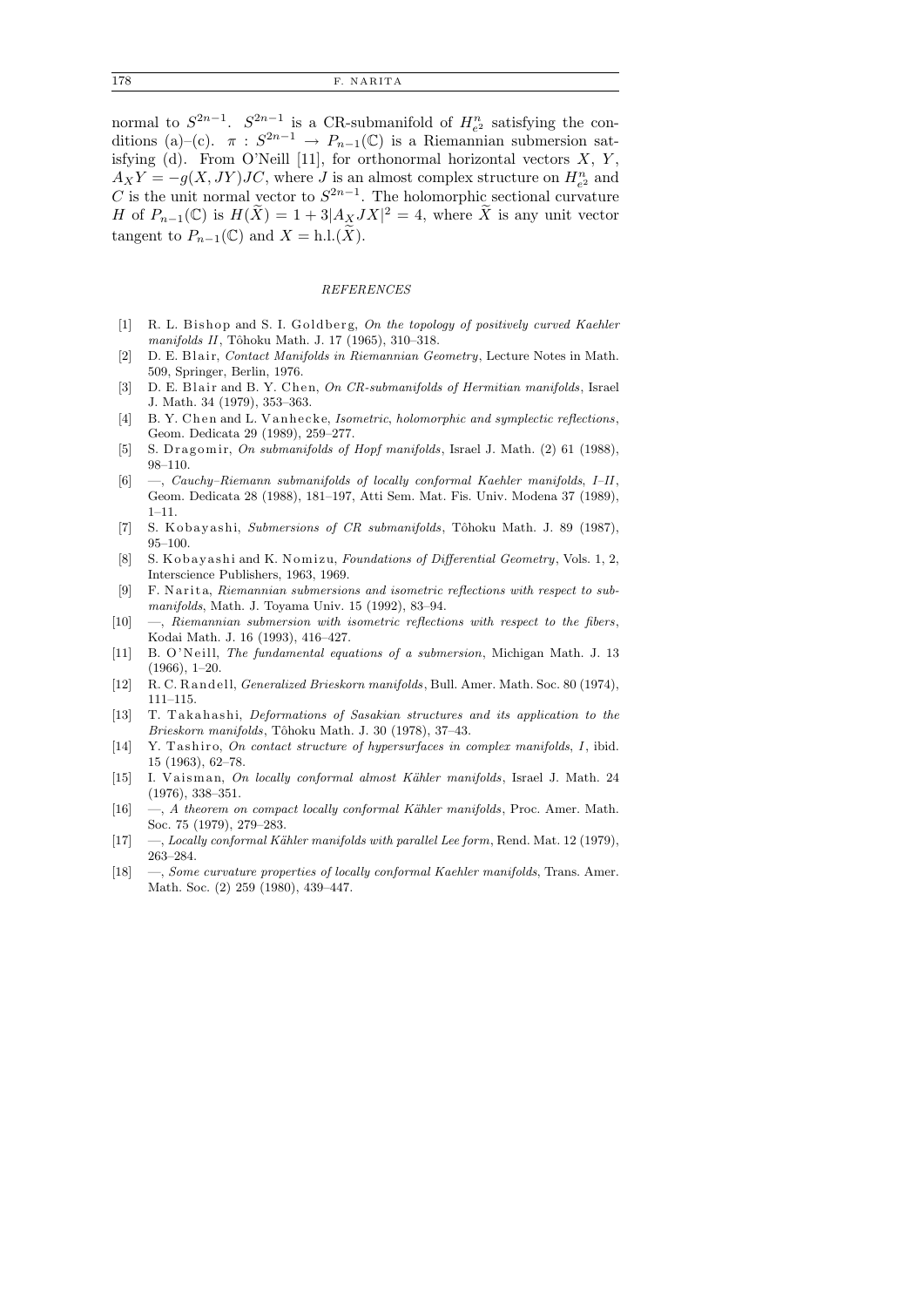normal to $S^{2n-1}$. $S^{2n-1}$ is a CR-submanifold of $H^n_{e^2}$ satisfying the conditions (a)–(c). $\pi : S^{2n-1} \to P_{n-1}(\mathbb{C})$ is a Riemannian submersion satisfying (d). From O'Neill [11], for orthonormal horizontal vectors $X$, $Y$, $A_X Y = -g(X, JY)JC$, where $J$ is an almost complex structure on $H^n_{e^2}$ and $C$ is the unit normal vector to $S^{2n-1}$. The holomorphic sectional curvature $H$ of $P_{n-1}(\mathbb{C})$ is $H(\widetilde{X}) = 1 + 3|A_X JX|^2 = 4$, where $\widetilde{X}$ is any unit vector tangent to $P_{n-1}(\mathbb{C})$ and $X = \text{h.l.}(\widetilde{X})$.

## REFERENCES

[1] R. L. Bishop and S. I. Goldberg, *On the topology of positively curved Kaehler manifolds II*, Tôhoku Math. J. 17 (1965), 310–318.

[2] D. E. Blair, *Contact Manifolds in Riemannian Geometry*, Lecture Notes in Math. 509, Springer, Berlin, 1976.

[3] D. E. Blair and B. Y. Chen, *On CR-submanifolds of Hermitian manifolds*, Israel J. Math. 34 (1979), 353–363.

[4] B. Y. Chen and L. Vanhecke, *Isometric, holomorphic and symplectic reflections*, Geom. Dedicata 29 (1989), 259–277.

[5] S. Dragomir, *On submanifolds of Hopf manifolds*, Israel J. Math. (2) 61 (1988), 98–110.

[6] —, *Cauchy–Riemann submanifolds of locally conformal Kaehler manifolds, I–II*, Geom. Dedicata 28 (1988), 181–197, Atti Sem. Mat. Fis. Univ. Modena 37 (1989), 1–11.

[7] S. Kobayashi, *Submersions of CR submanifolds*, Tôhoku Math. J. 89 (1987), 95–100.

[8] S. Kobayashi and K. Nomizu, *Foundations of Differential Geometry*, Vols. 1, 2, Interscience Publishers, 1963, 1969.

[9] F. Narita, *Riemannian submersions and isometric reflections with respect to submanifolds*, Math. J. Toyama Univ. 15 (1992), 83–94.

[10] —, *Riemannian submersion with isometric reflections with respect to the fibers*, Kodai Math. J. 16 (1993), 416–427.

[11] B. O'Neill, *The fundamental equations of a submersion*, Michigan Math. J. 13 (1966), 1–20.

[12] R. C. Randell, *Generalized Brieskorn manifolds*, Bull. Amer. Math. Soc. 80 (1974), 111–115.

[13] T. Takahashi, *Deformations of Sasakian structures and its application to the Brieskorn manifolds*, Tôhoku Math. J. 30 (1978), 37–43.

[14] Y. Tashiro, *On contact structure of hypersurfaces in complex manifolds, I*, ibid. 15 (1963), 62–78.

[15] I. Vaisman, *On locally conformal almost Kähler manifolds*, Israel J. Math. 24 (1976), 338–351.

[16] —, *A theorem on compact locally conformal Kähler manifolds*, Proc. Amer. Math. Soc. 75 (1979), 279–283.

[17] —, *Locally conformal Kähler manifolds with parallel Lee form*, Rend. Mat. 12 (1979), 263–284.

[18] —, *Some curvature properties of locally conformal Kaehler manifolds*, Trans. Amer. Math. Soc. (2) 259 (1980), 439–447.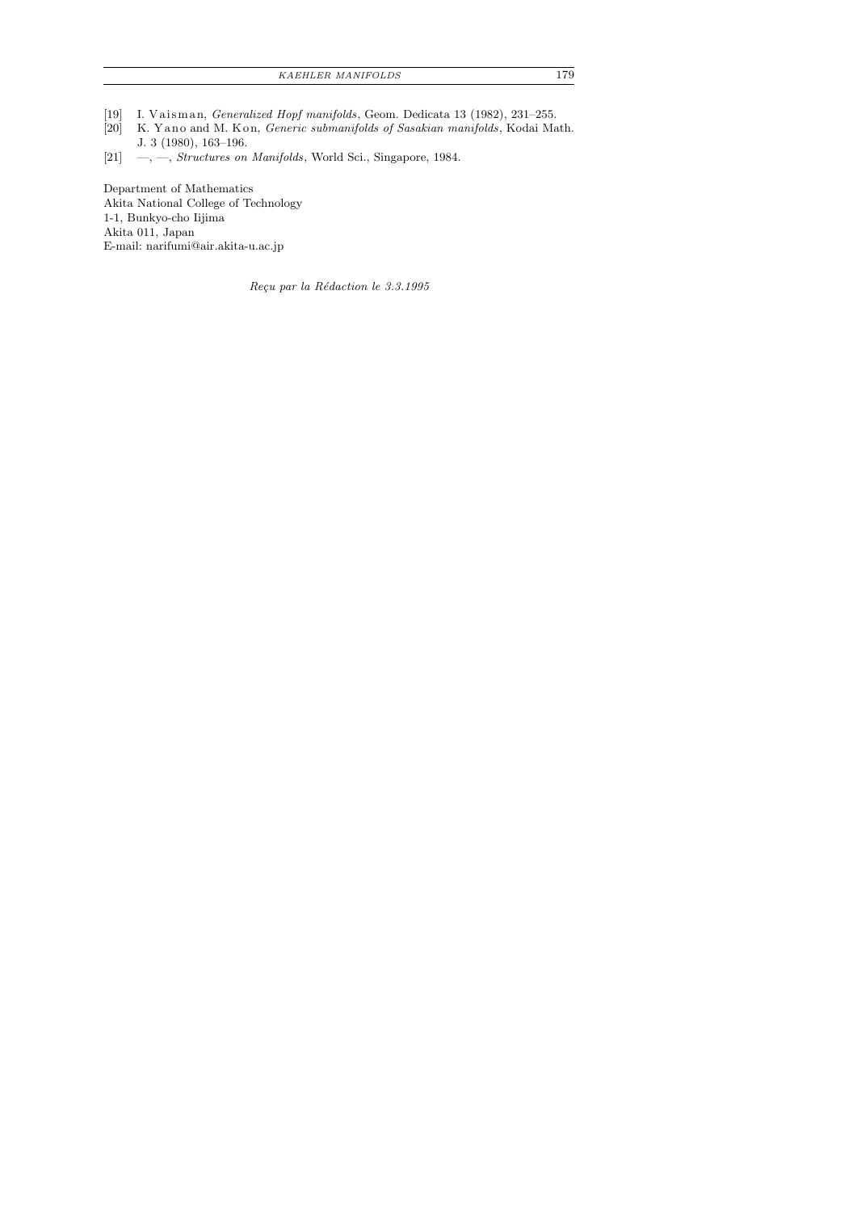[19] I. Vaisman, *Generalized Hopf manifolds*, Geom. Dedicata 13 (1982), 231–255.

[20] K. Yano and M. Kon, *Generic submanifolds of Sasakian manifolds*, Kodai Math. J. 3 (1980), 163–196.

[21] —, —, *Structures on Manifolds*, World Sci., Singapore, 1984.

Department of Mathematics
Akita National College of Technology
1-1, Bunkyo-cho Iijima
Akita 011, Japan
E-mail: narifumi@air.akita-u.ac.jp

*Reçu par la Rédaction le 3.3.1995*